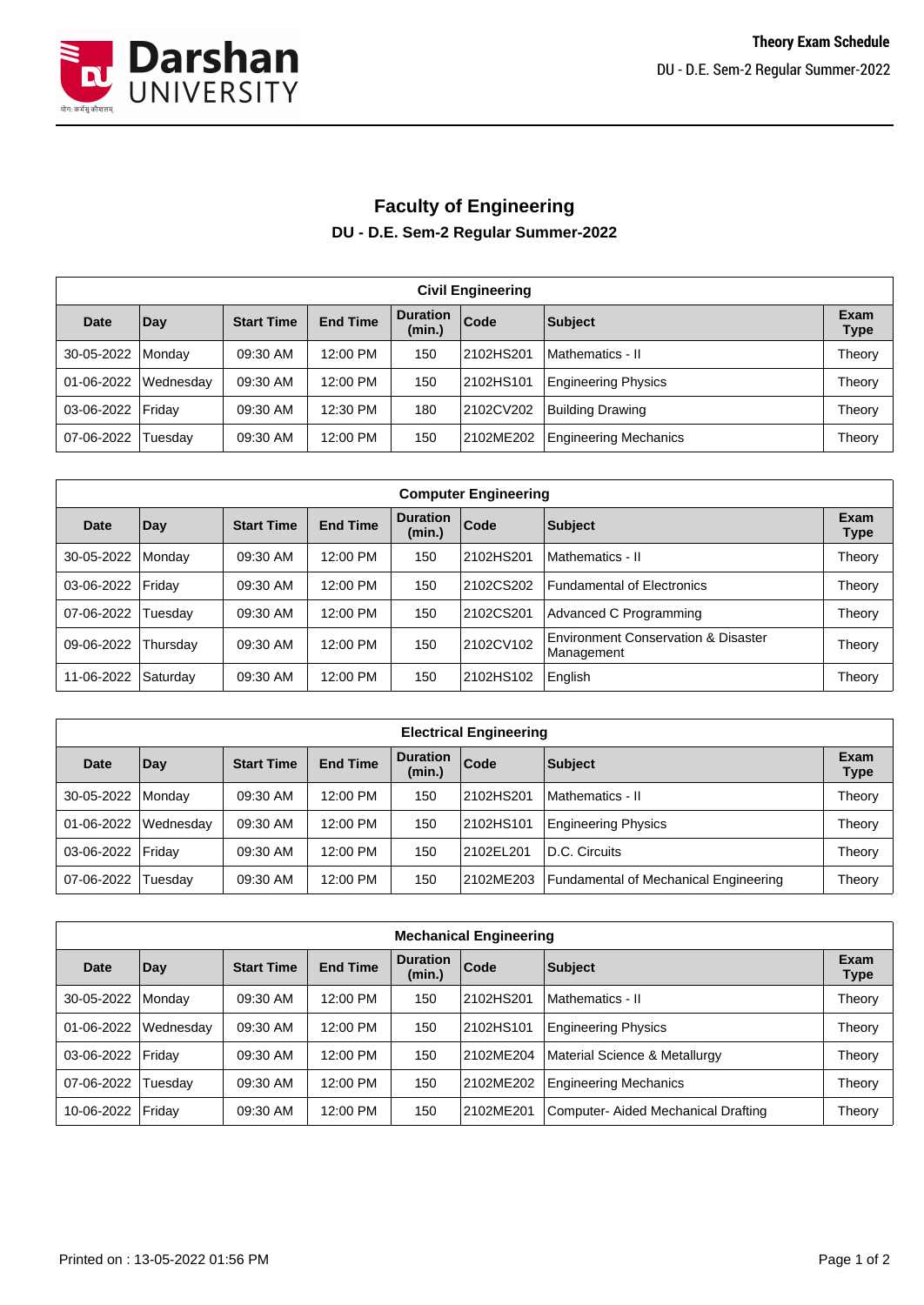# Faculty of Engineering

## DU - D.E. Sem-2 Regular Summer-2022

| Civil Engineering | | | | | | | |
|---|---|---|---|---|---|---|---|
| **Date** | **Day** | **Start Time** | **End Time** | **Duration (min.)** | **Code** | **Subject** | **Exam Type** |
| 30-05-2022 | Monday | 09:30 AM | 12:00 PM | 150 | 2102HS201 | Mathematics - II | Theory |
| 01-06-2022 | Wednesday | 09:30 AM | 12:00 PM | 150 | 2102HS101 | Engineering Physics | Theory |
| 03-06-2022 | Friday | 09:30 AM | 12:30 PM | 180 | 2102CV202 | Building Drawing | Theory |
| 07-06-2022 | Tuesday | 09:30 AM | 12:00 PM | 150 | 2102ME202 | Engineering Mechanics | Theory |

| Computer Engineering | | | | | | | |
|---|---|---|---|---|---|---|---|
| **Date** | **Day** | **Start Time** | **End Time** | **Duration (min.)** | **Code** | **Subject** | **Exam Type** |
| 30-05-2022 | Monday | 09:30 AM | 12:00 PM | 150 | 2102HS201 | Mathematics - II | Theory |
| 03-06-2022 | Friday | 09:30 AM | 12:00 PM | 150 | 2102CS202 | Fundamental of Electronics | Theory |
| 07-06-2022 | Tuesday | 09:30 AM | 12:00 PM | 150 | 2102CS201 | Advanced C Programming | Theory |
| 09-06-2022 | Thursday | 09:30 AM | 12:00 PM | 150 | 2102CV102 | Environment Conservation & Disaster Management | Theory |
| 11-06-2022 | Saturday | 09:30 AM | 12:00 PM | 150 | 2102HS102 | English | Theory |

| Electrical Engineering | | | | | | | |
|---|---|---|---|---|---|---|---|
| **Date** | **Day** | **Start Time** | **End Time** | **Duration (min.)** | **Code** | **Subject** | **Exam Type** |
| 30-05-2022 | Monday | 09:30 AM | 12:00 PM | 150 | 2102HS201 | Mathematics - II | Theory |
| 01-06-2022 | Wednesday | 09:30 AM | 12:00 PM | 150 | 2102HS101 | Engineering Physics | Theory |
| 03-06-2022 | Friday | 09:30 AM | 12:00 PM | 150 | 2102EL201 | D.C. Circuits | Theory |
| 07-06-2022 | Tuesday | 09:30 AM | 12:00 PM | 150 | 2102ME203 | Fundamental of Mechanical Engineering | Theory |

| Mechanical Engineering | | | | | | | |
|---|---|---|---|---|---|---|---|
| **Date** | **Day** | **Start Time** | **End Time** | **Duration (min.)** | **Code** | **Subject** | **Exam Type** |
| 30-05-2022 | Monday | 09:30 AM | 12:00 PM | 150 | 2102HS201 | Mathematics - II | Theory |
| 01-06-2022 | Wednesday | 09:30 AM | 12:00 PM | 150 | 2102HS101 | Engineering Physics | Theory |
| 03-06-2022 | Friday | 09:30 AM | 12:00 PM | 150 | 2102ME204 | Material Science & Metallurgy | Theory |
| 07-06-2022 | Tuesday | 09:30 AM | 12:00 PM | 150 | 2102ME202 | Engineering Mechanics | Theory |
| 10-06-2022 | Friday | 09:30 AM | 12:00 PM | 150 | 2102ME201 | Computer- Aided Mechanical Drafting | Theory |

Printed on : 13-05-2022 01:56 PM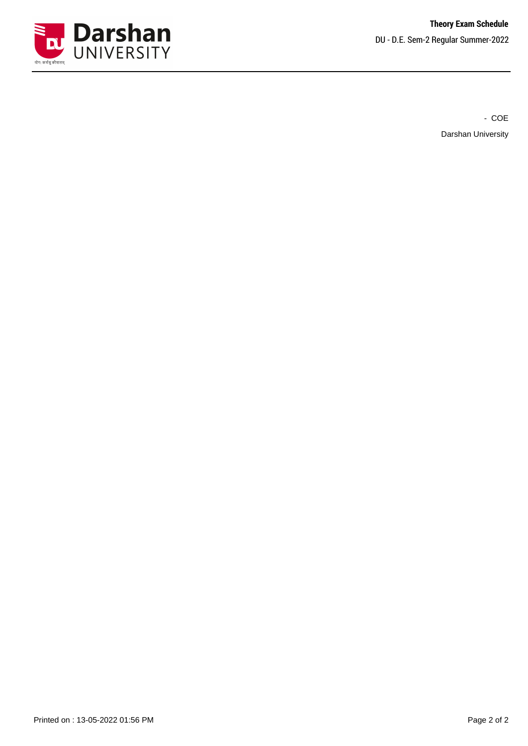- COE

Darshan University